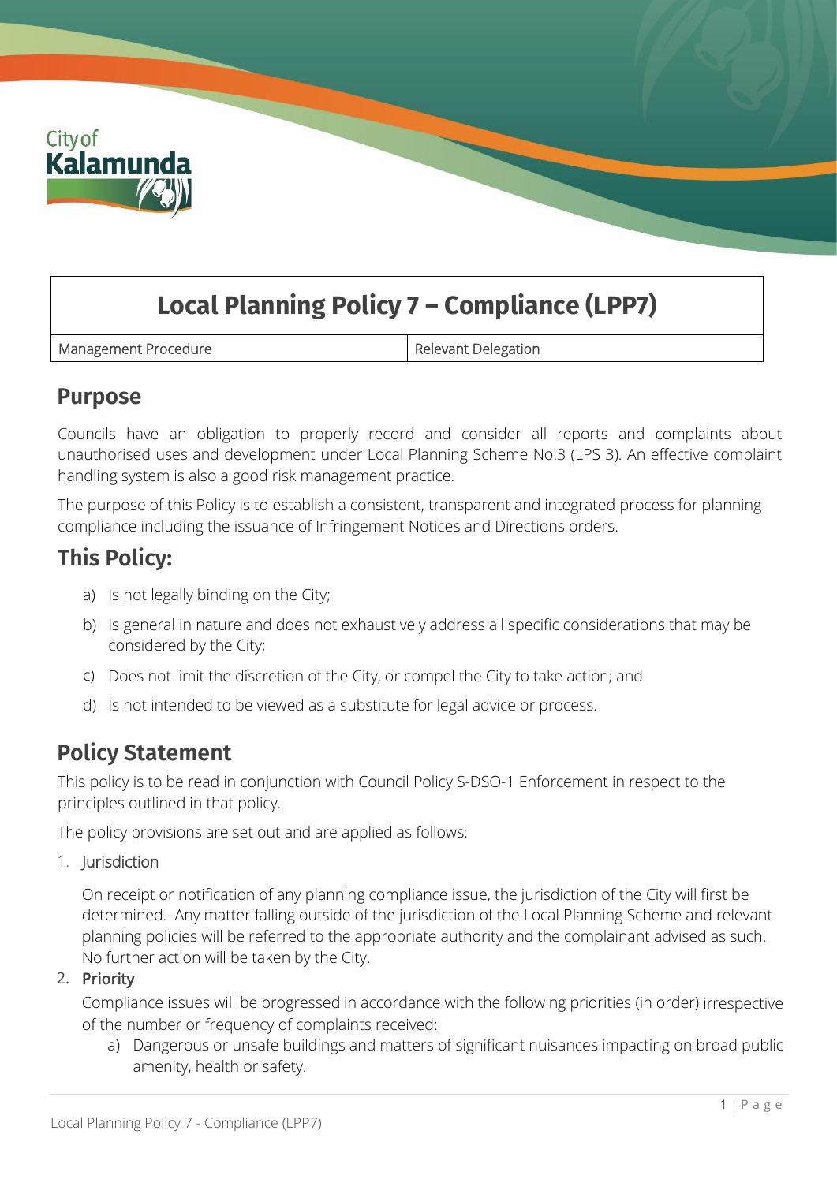# Local Planning Policy 7 – Compliance (LPP7)

| Management Procedure | Relevant Delegation |
|---|---|

## Purpose

Councils have an obligation to properly record and consider all reports and complaints about unauthorised uses and development under Local Planning Scheme No.3 (LPS 3). An effective complaint handling system is also a good risk management practice.

The purpose of this Policy is to establish a consistent, transparent and integrated process for planning compliance including the issuance of Infringement Notices and Directions orders.

## This Policy:

a) Is not legally binding on the City;

b) Is general in nature and does not exhaustively address all specific considerations that may be considered by the City;

c) Does not limit the discretion of the City, or compel the City to take action; and

d) Is not intended to be viewed as a substitute for legal advice or process.

## Policy Statement

This policy is to be read in conjunction with Council Policy S-DSO-1 Enforcement in respect to the principles outlined in that policy.

The policy provisions are set out and are applied as follows:

1. Jurisdiction

   On receipt or notification of any planning compliance issue, the jurisdiction of the City will first be determined. Any matter falling outside of the jurisdiction of the Local Planning Scheme and relevant planning policies will be referred to the appropriate authority and the complainant advised as such. No further action will be taken by the City.

2. Priority

   Compliance issues will be progressed in accordance with the following priorities (in order) irrespective of the number or frequency of complaints received:

   a) Dangerous or unsafe buildings and matters of significant nuisances impacting on broad public amenity, health or safety.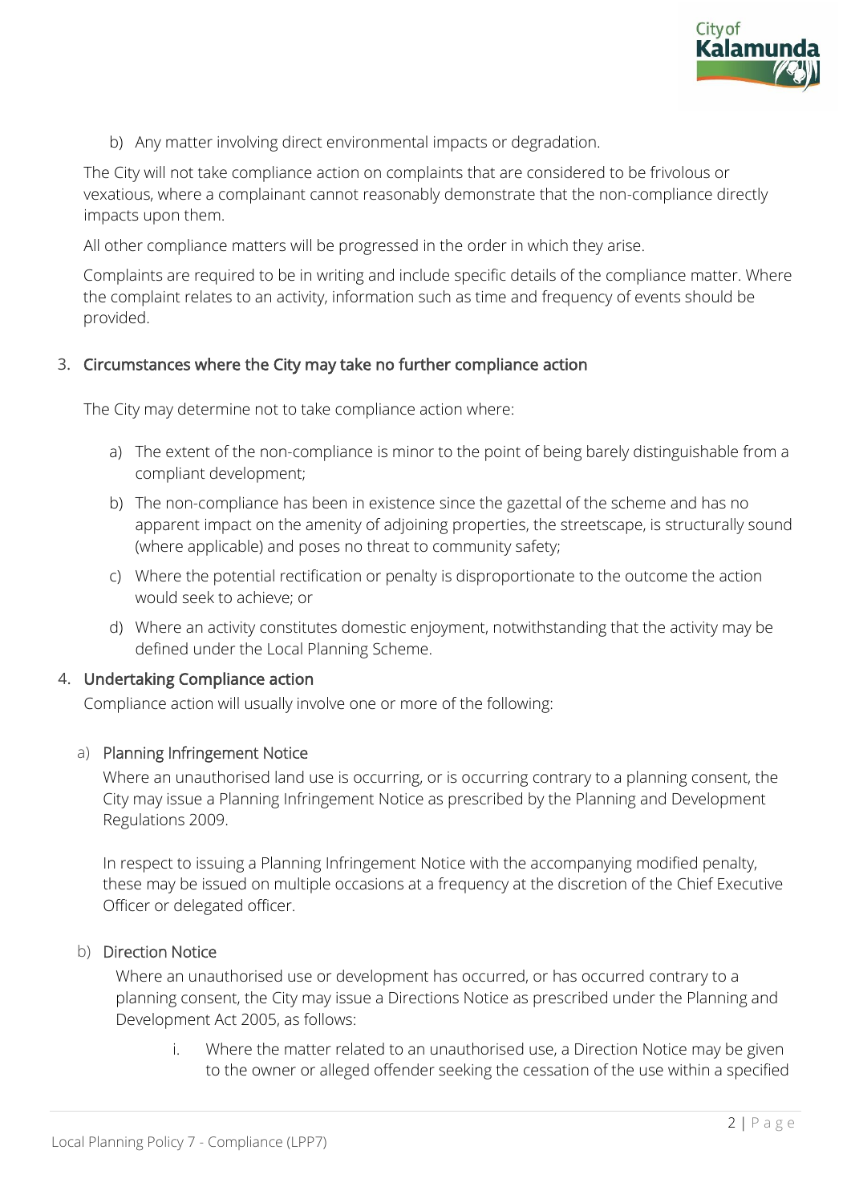b) Any matter involving direct environmental impacts or degradation.

The City will not take compliance action on complaints that are considered to be frivolous or vexatious, where a complainant cannot reasonably demonstrate that the non-compliance directly impacts upon them.

All other compliance matters will be progressed in the order in which they arise.

Complaints are required to be in writing and include specific details of the compliance matter. Where the complaint relates to an activity, information such as time and frequency of events should be provided.

3. **Circumstances where the City may take no further compliance action**

The City may determine not to take compliance action where:

a) The extent of the non-compliance is minor to the point of being barely distinguishable from a compliant development;

b) The non-compliance has been in existence since the gazettal of the scheme and has no apparent impact on the amenity of adjoining properties, the streetscape, is structurally sound (where applicable) and poses no threat to community safety;

c) Where the potential rectification or penalty is disproportionate to the outcome the action would seek to achieve; or

d) Where an activity constitutes domestic enjoyment, notwithstanding that the activity may be defined under the Local Planning Scheme.

4. **Undertaking Compliance action**

Compliance action will usually involve one or more of the following:

a) **Planning Infringement Notice**

Where an unauthorised land use is occurring, or is occurring contrary to a planning consent, the City may issue a Planning Infringement Notice as prescribed by the Planning and Development Regulations 2009.

In respect to issuing a Planning Infringement Notice with the accompanying modified penalty, these may be issued on multiple occasions at a frequency at the discretion of the Chief Executive Officer or delegated officer.

b) **Direction Notice**

Where an unauthorised use or development has occurred, or has occurred contrary to a planning consent, the City may issue a Directions Notice as prescribed under the Planning and Development Act 2005, as follows:

i. Where the matter related to an unauthorised use, a Direction Notice may be given to the owner or alleged offender seeking the cessation of the use within a specified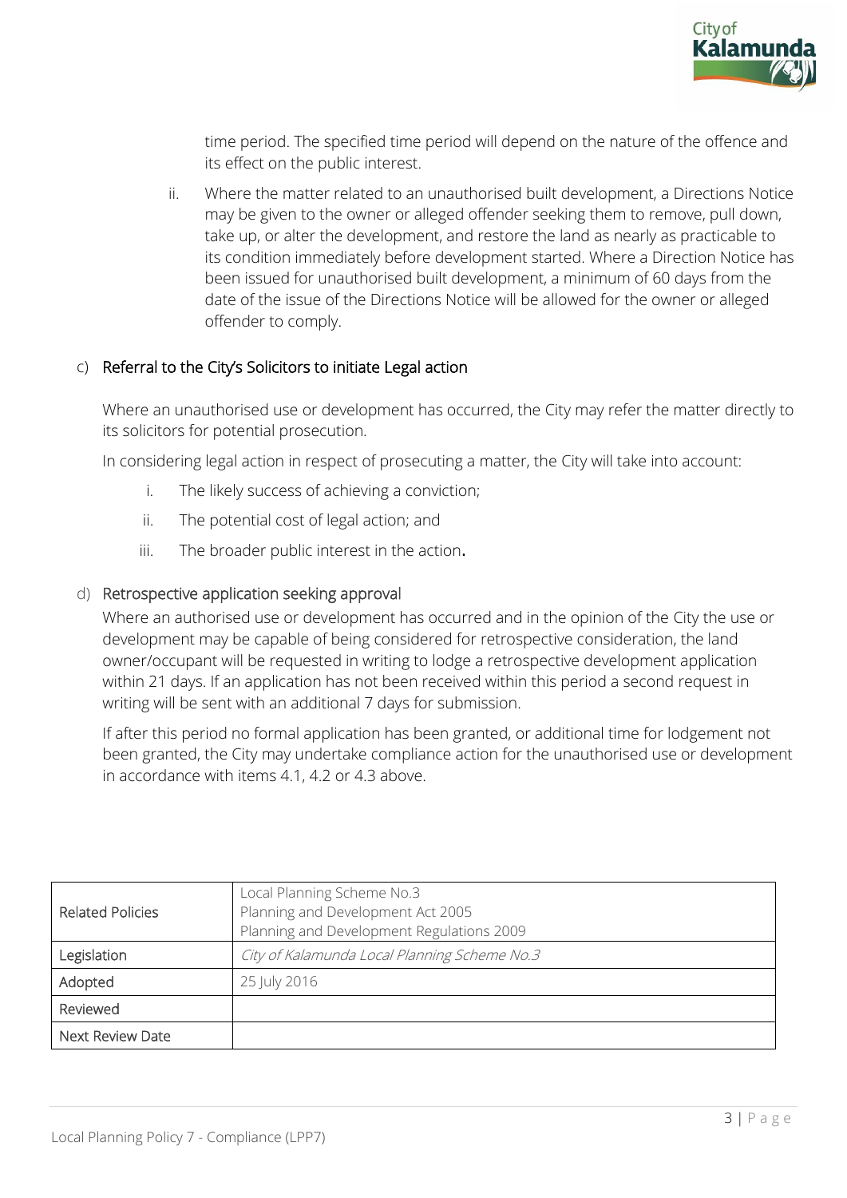time period. The specified time period will depend on the nature of the offence and its effect on the public interest.

ii. Where the matter related to an unauthorised built development, a Directions Notice may be given to the owner or alleged offender seeking them to remove, pull down, take up, or alter the development, and restore the land as nearly as practicable to its condition immediately before development started. Where a Direction Notice has been issued for unauthorised built development, a minimum of 60 days from the date of the issue of the Directions Notice will be allowed for the owner or alleged offender to comply.

c) Referral to the City's Solicitors to initiate Legal action

Where an unauthorised use or development has occurred, the City may refer the matter directly to its solicitors for potential prosecution.

In considering legal action in respect of prosecuting a matter, the City will take into account:

i. The likely success of achieving a conviction;
ii. The potential cost of legal action; and
iii. The broader public interest in the action.

d) Retrospective application seeking approval

Where an authorised use or development has occurred and in the opinion of the City the use or development may be capable of being considered for retrospective consideration, the land owner/occupant will be requested in writing to lodge a retrospective development application within 21 days. If an application has not been received within this period a second request in writing will be sent with an additional 7 days for submission.

If after this period no formal application has been granted, or additional time for lodgement not been granted, the City may undertake compliance action for the unauthorised use or development in accordance with items 4.1, 4.2 or 4.3 above.

| | |
|---|---|
| Related Policies | Local Planning Scheme No.3<br>Planning and Development Act 2005<br>Planning and Development Regulations 2009 |
| Legislation | *City of Kalamunda Local Planning Scheme No.3* |
| Adopted | 25 July 2016 |
| Reviewed | |
| Next Review Date | |